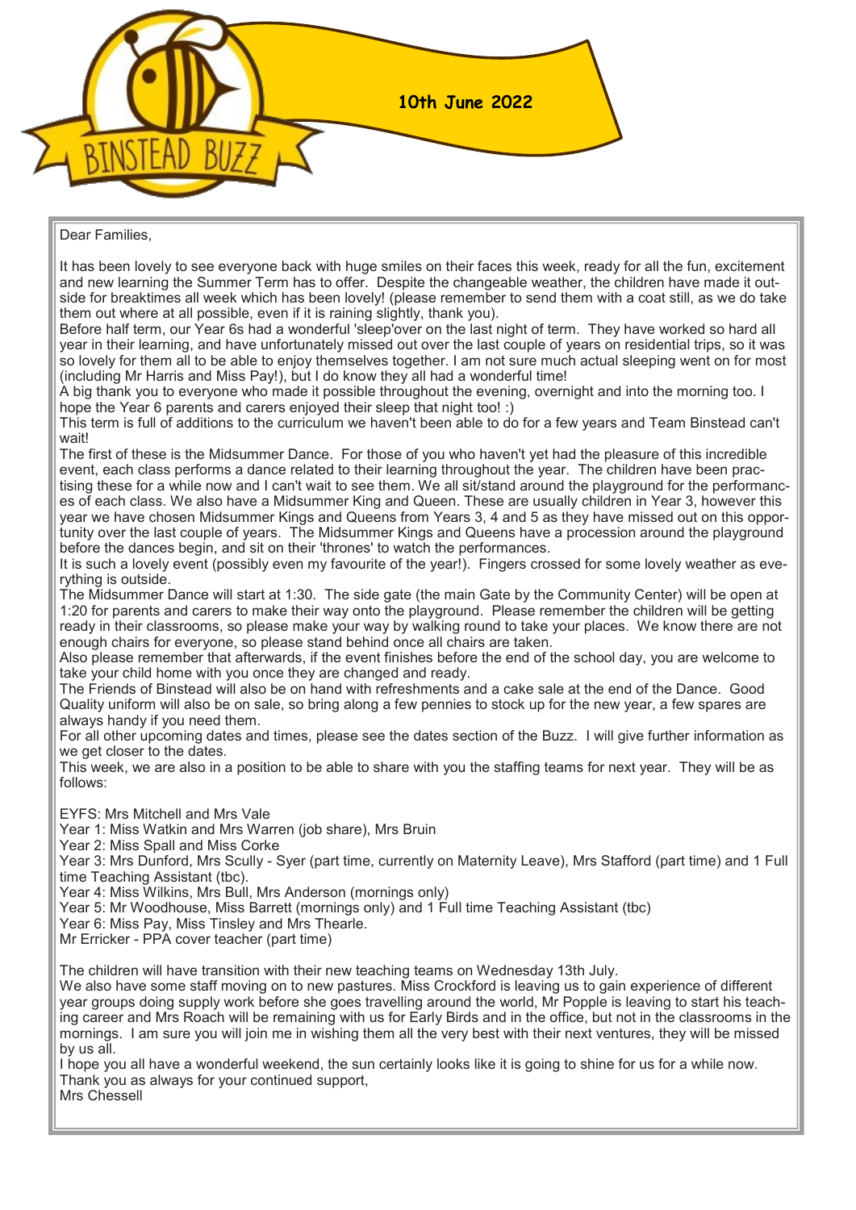# BINSTEAD BUZZ

**10th June 2022**

Dear Families,

It has been lovely to see everyone back with huge smiles on their faces this week, ready for all the fun, excitement and new learning the Summer Term has to offer. Despite the changeable weather, the children have made it outside for breaktimes all week which has been lovely! (please remember to send them with a coat still, as we do take them out where at all possible, even if it is raining slightly, thank you).

Before half term, our Year 6s had a wonderful 'sleep'over on the last night of term. They have worked so hard all year in their learning, and have unfortunately missed out over the last couple of years on residential trips, so it was so lovely for them all to be able to enjoy themselves together. I am not sure much actual sleeping went on for most (including Mr Harris and Miss Pay!), but I do know they all had a wonderful time!

A big thank you to everyone who made it possible throughout the evening, overnight and into the morning too. I hope the Year 6 parents and carers enjoyed their sleep that night too! :)

This term is full of additions to the curriculum we haven't been able to do for a few years and Team Binstead can't wait!

The first of these is the Midsummer Dance. For those of you who haven't yet had the pleasure of this incredible event, each class performs a dance related to their learning throughout the year. The children have been practising these for a while now and I can't wait to see them. We all sit/stand around the playground for the performances of each class. We also have a Midsummer King and Queen. These are usually children in Year 3, however this year we have chosen Midsummer Kings and Queens from Years 3, 4 and 5 as they have missed out on this opportunity over the last couple of years. The Midsummer Kings and Queens have a procession around the playground before the dances begin, and sit on their 'thrones' to watch the performances.

It is such a lovely event (possibly even my favourite of the year!). Fingers crossed for some lovely weather as everything is outside.

The Midsummer Dance will start at 1:30. The side gate (the main Gate by the Community Center) will be open at 1:20 for parents and carers to make their way onto the playground. Please remember the children will be getting ready in their classrooms, so please make your way by walking round to take your places. We know there are not enough chairs for everyone, so please stand behind once all chairs are taken.

Also please remember that afterwards, if the event finishes before the end of the school day, you are welcome to take your child home with you once they are changed and ready.

The Friends of Binstead will also be on hand with refreshments and a cake sale at the end of the Dance. Good Quality uniform will also be on sale, so bring along a few pennies to stock up for the new year, a few spares are always handy if you need them.

For all other upcoming dates and times, please see the dates section of the Buzz. I will give further information as we get closer to the dates.

This week, we are also in a position to be able to share with you the staffing teams for next year. They will be as follows:

EYFS: Mrs Mitchell and Mrs Vale
Year 1: Miss Watkin and Mrs Warren (job share), Mrs Bruin
Year 2: Miss Spall and Miss Corke
Year 3: Mrs Dunford, Mrs Scully - Syer (part time, currently on Maternity Leave), Mrs Stafford (part time) and 1 Full time Teaching Assistant (tbc).
Year 4: Miss Wilkins, Mrs Bull, Mrs Anderson (mornings only)
Year 5: Mr Woodhouse, Miss Barrett (mornings only) and 1 Full time Teaching Assistant (tbc)
Year 6: Miss Pay, Miss Tinsley and Mrs Thearle.
Mr Erricker - PPA cover teacher (part time)

The children will have transition with their new teaching teams on Wednesday 13th July.

We also have some staff moving on to new pastures. Miss Crockford is leaving us to gain experience of different year groups doing supply work before she goes travelling around the world, Mr Popple is leaving to start his teaching career and Mrs Roach will be remaining with us for Early Birds and in the office, but not in the classrooms in the mornings. I am sure you will join me in wishing them all the very best with their next ventures, they will be missed by us all.

I hope you all have a wonderful weekend, the sun certainly looks like it is going to shine for us for a while now.

Thank you as always for your continued support,

Mrs Chessell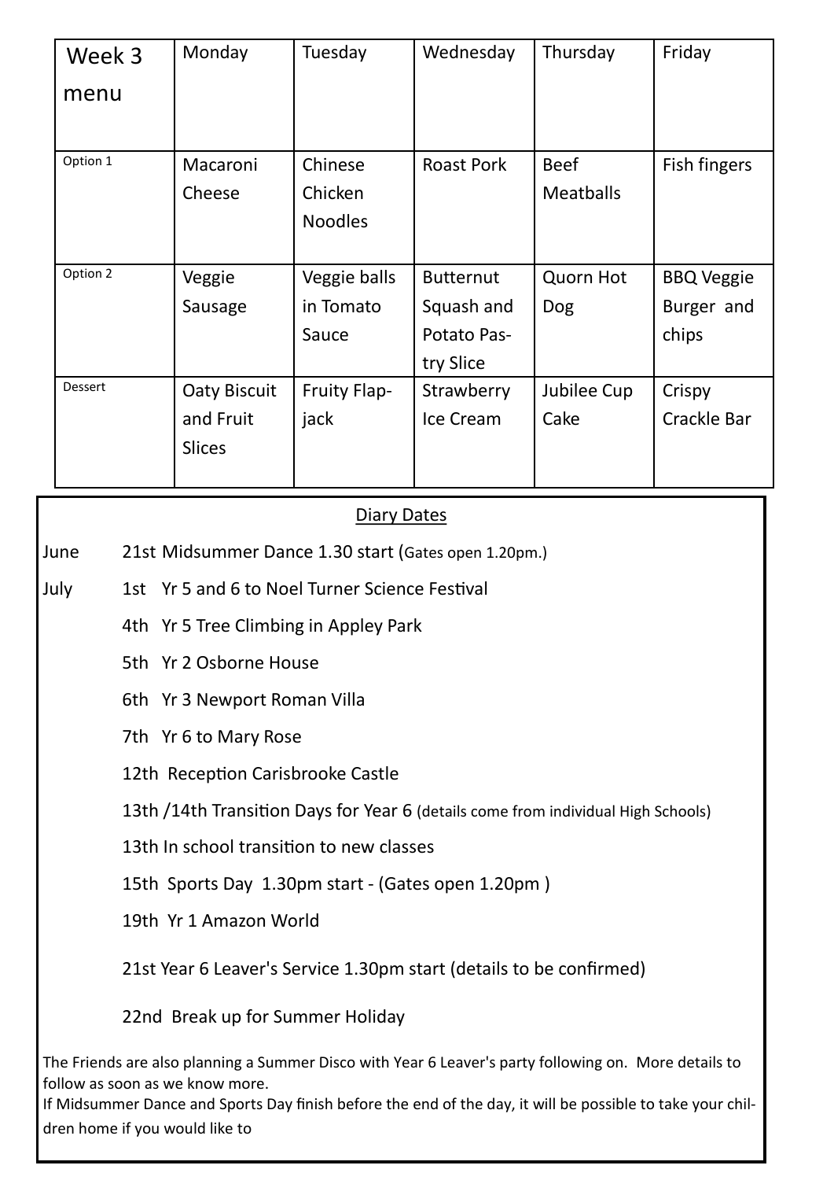| Week 3 menu | Monday | Tuesday | Wednesday | Thursday | Friday |
| --- | --- | --- | --- | --- | --- |
| Option 1 | Macaroni Cheese | Chinese Chicken Noodles | Roast Pork | Beef Meatballs | Fish fingers |
| Option 2 | Veggie Sausage | Veggie balls in Tomato Sauce | Butternut Squash and Potato Pastry Slice | Quorn Hot Dog | BBQ Veggie Burger and chips |
| Dessert | Oaty Biscuit and Fruit Slices | Fruity Flapjack | Strawberry Ice Cream | Jubilee Cup Cake | Crispy Crackle Bar |

## Diary Dates

June 21st Midsummer Dance 1.30 start (Gates open 1.20pm.)

July 1st Yr 5 and 6 to Noel Turner Science Festival

4th Yr 5 Tree Climbing in Appley Park

5th Yr 2 Osborne House

6th Yr 3 Newport Roman Villa

7th Yr 6 to Mary Rose

12th Reception Carisbrooke Castle

13th /14th Transition Days for Year 6 (details come from individual High Schools)

13th In school transition to new classes

15th Sports Day 1.30pm start - (Gates open 1.20pm )

19th Yr 1 Amazon World

21st Year 6 Leaver's Service 1.30pm start (details to be confirmed)

22nd Break up for Summer Holiday

The Friends are also planning a Summer Disco with Year 6 Leaver's party following on. More details to follow as soon as we know more.
If Midsummer Dance and Sports Day finish before the end of the day, it will be possible to take your children home if you would like to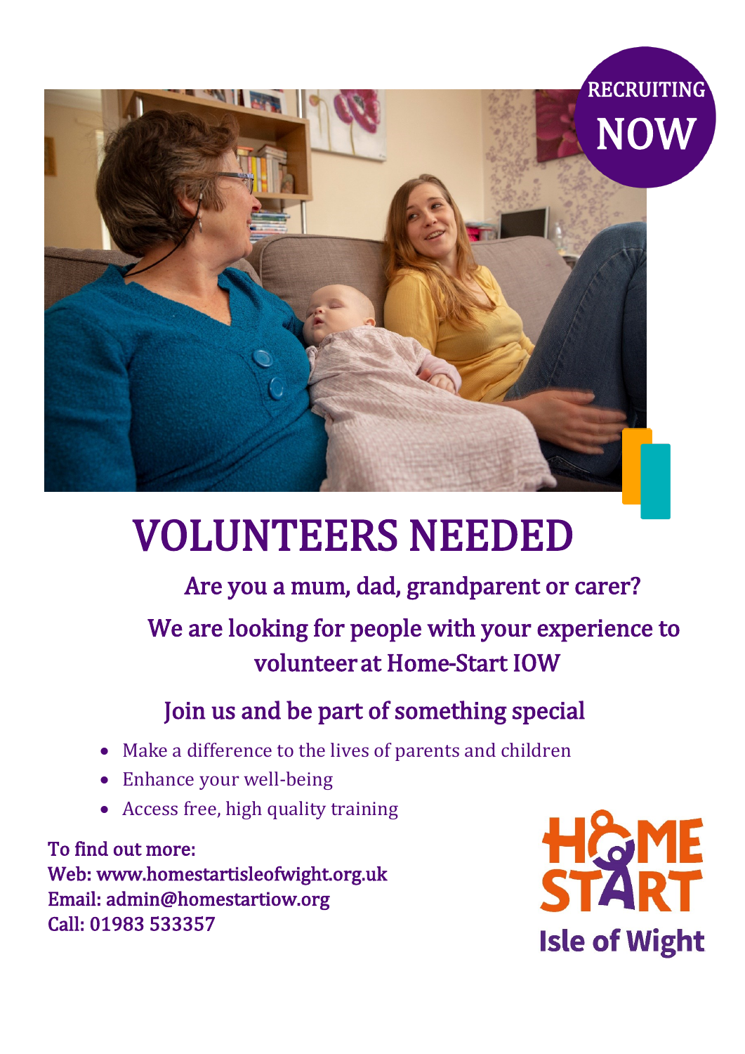RECRUITING NOW

# VOLUNTEERS NEEDED

## Are you a mum, dad, grandparent or carer?

## We are looking for people with your experience to volunteer at Home-Start IOW

### Join us and be part of something special

- Make a difference to the lives of parents and children
- Enhance your well-being
- Access free, high quality training

To find out more:
Web: www.homestartisleofwight.org.uk
Email: admin@homestartiow.org
Call: 01983 533357

HOME START
Isle of Wight